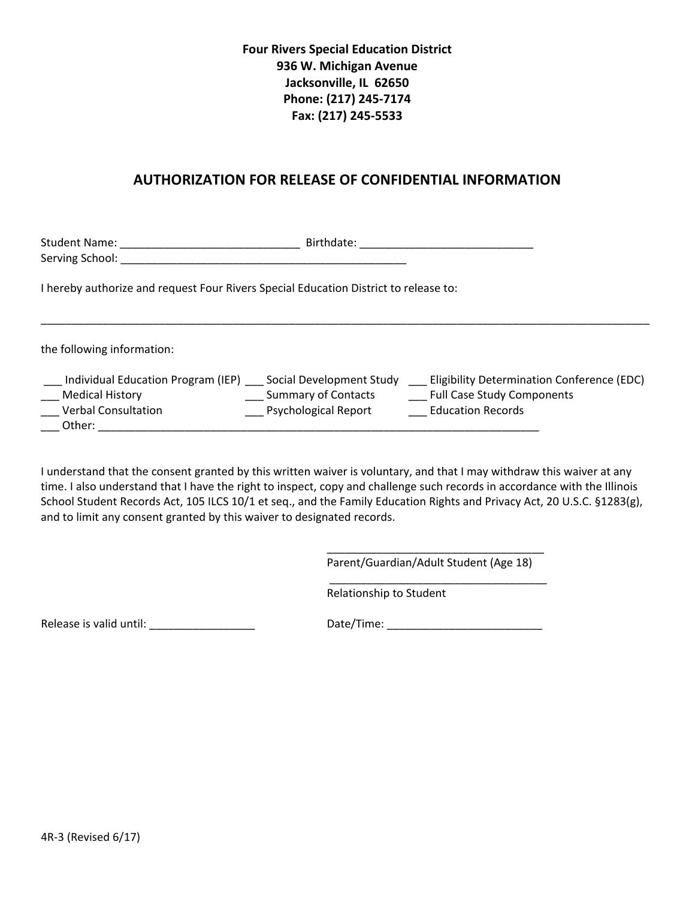**Four Rivers Special Education District**
**936 W. Michigan Avenue**
**Jacksonville, IL 62650**
**Phone: (217) 245-7174**
**Fax: (217) 245-5533**

## AUTHORIZATION FOR RELEASE OF CONFIDENTIAL INFORMATION

Student Name: ____________________________ Birthdate: ___________________________
Serving School: ______________________________________________

I hereby authorize and request Four Rivers Special Education District to release to:

_____________________________________________________________________________________________

the following information:

___ Individual Education Program (IEP) ___ Social Development Study ___ Eligibility Determination Conference (EDC)
___ Medical History ___ Summary of Contacts ___ Full Case Study Components
___ Verbal Consultation ___ Psychological Report ___ Education Records
___ Other: ________________________________________________________________________

I understand that the consent granted by this written waiver is voluntary, and that I may withdraw this waiver at any time. I also understand that I have the right to inspect, copy and challenge such records in accordance with the Illinois School Student Records Act, 105 ILCS 10/1 et seq., and the Family Education Rights and Privacy Act, 20 U.S.C. §1283(g), and to limit any consent granted by this waiver to designated records.

___________________________________
Parent/Guardian/Adult Student (Age 18)

___________________________________
Relationship to Student

Release is valid until: _________________ Date/Time: _________________________

4R-3 (Revised 6/17)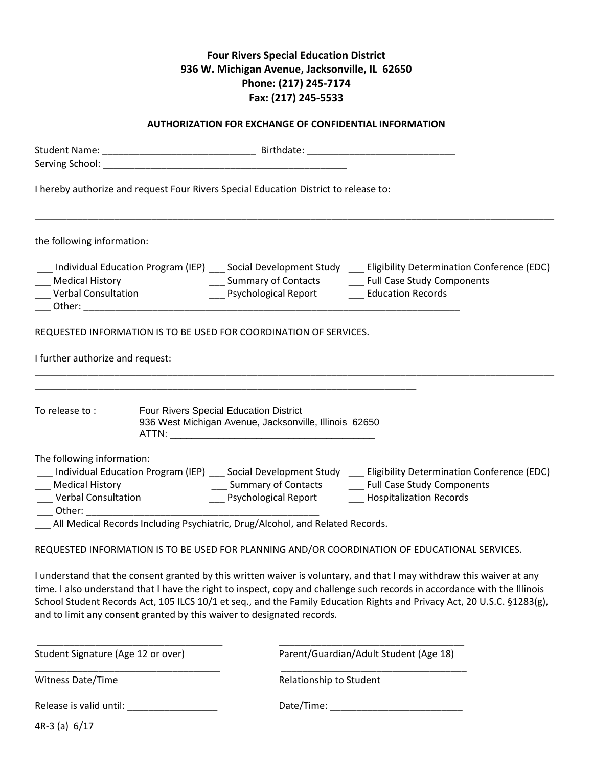**Four Rivers Special Education District**
**936 W. Michigan Avenue, Jacksonville, IL 62650**
**Phone: (217) 245-7174**
**Fax: (217) 245-5533**

**AUTHORIZATION FOR EXCHANGE OF CONFIDENTIAL INFORMATION**

Student Name: ____________________________ Birthdate: ___________________________
Serving School: _____________________________________________

I hereby authorize and request Four Rivers Special Education District to release to:

_____________________________________________________________________________________________

the following information:

___ Individual Education Program (IEP) ___ Social Development Study ___ Eligibility Determination Conference (EDC)
___ Medical History ___ Summary of Contacts ___ Full Case Study Components
___ Verbal Consultation ___ Psychological Report ___ Education Records
___ Other: __________________________________________________________________________

REQUESTED INFORMATION IS TO BE USED FOR COORDINATION OF SERVICES.

I further authorize and request:

_____________________________________________________________________________________________
______________________________________________________________________

To release to : Four Rivers Special Education District
936 West Michigan Avenue, Jacksonville, Illinois 62650
ATTN: _____________________________________

The following information:
___ Individual Education Program (IEP) ___ Social Development Study ___ Eligibility Determination Conference (EDC)
___ Medical History ___ Summary of Contacts ___ Full Case Study Components
___ Verbal Consultation ___ Psychological Report ___ Hospitalization Records
___ Other: ____________________________________________
___ All Medical Records Including Psychiatric, Drug/Alcohol, and Related Records.

REQUESTED INFORMATION IS TO BE USED FOR PLANNING AND/OR COORDINATION OF EDUCATIONAL SERVICES.

I understand that the consent granted by this written waiver is voluntary, and that I may withdraw this waiver at any time. I also understand that I have the right to inspect, copy and challenge such records in accordance with the Illinois School Student Records Act, 105 ILCS 10/1 et seq., and the Family Education Rights and Privacy Act, 20 U.S.C. §1283(g), and to limit any consent granted by this waiver to designated records.

___________________________________ ___________________________________
Student Signature (Age 12 or over) Parent/Guardian/Adult Student (Age 18)

___________________________________ ___________________________________
Witness Date/Time Relationship to Student

Release is valid until: ________________ Date/Time: ________________________

4R-3 (a) 6/17